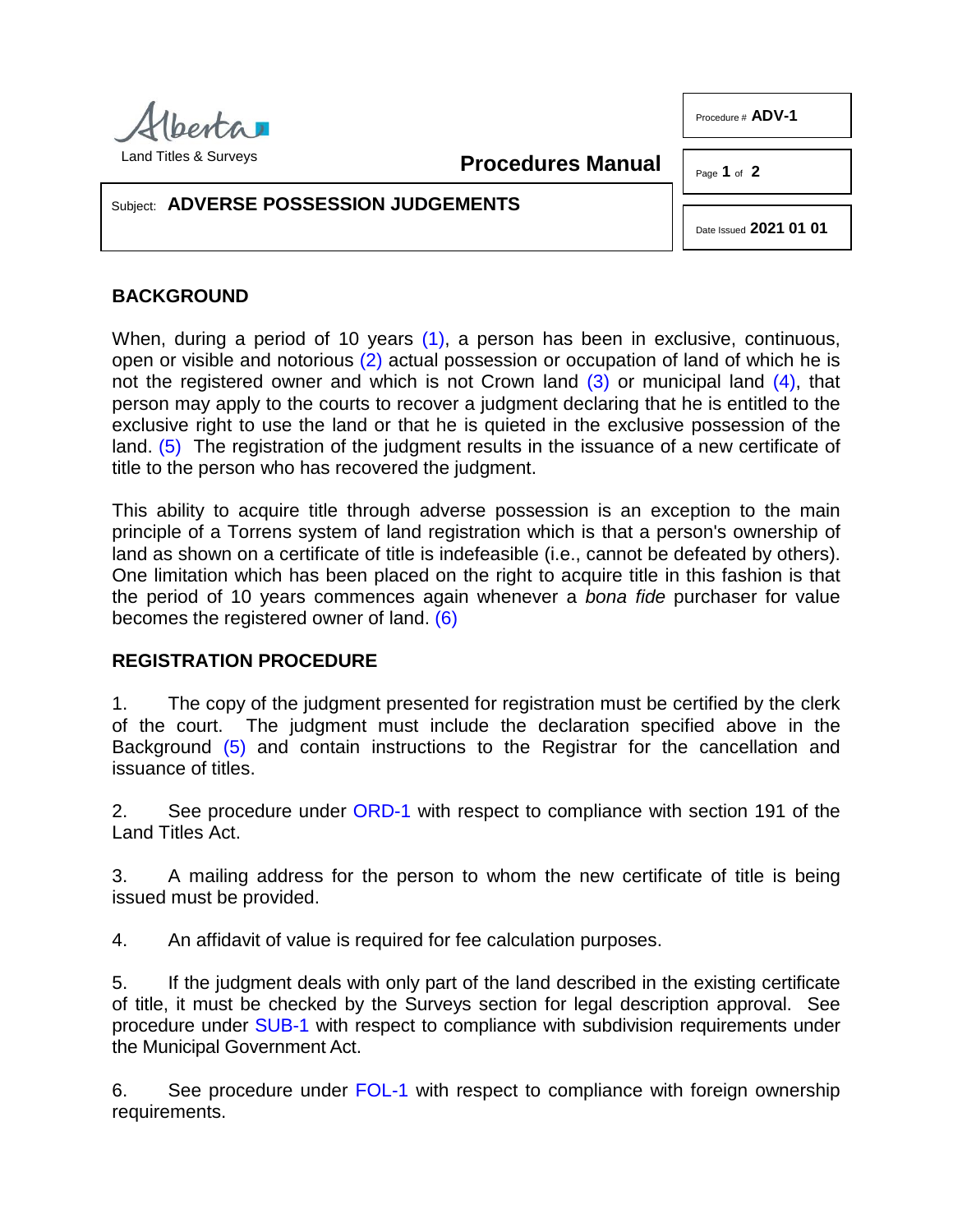Land Titles & Surveys

**Procedures Manual**

Procedure # **ADV-1**

Date Issued **2021 01 01**

Subject: **ADVERSE POSSESSION JUDGEMENTS**

## BACKGROUND

When, during a period of 10 years (1), a person has been in exclusive, continuous, open or visible and notorious (2) actual possession or occupation of land of which he is not the registered owner and which is not Crown land (3) or municipal land (4), that person may apply to the courts to recover a judgment declaring that he is entitled to the exclusive right to use the land or that he is quieted in the exclusive possession of the land. (5) The registration of the judgment results in the issuance of a new certificate of title to the person who has recovered the judgment.

This ability to acquire title through adverse possession is an exception to the main principle of a Torrens system of land registration which is that a person's ownership of land as shown on a certificate of title is indefeasible (i.e., cannot be defeated by others). One limitation which has been placed on the right to acquire title in this fashion is that the period of 10 years commences again whenever a *bona fide* purchaser for value becomes the registered owner of land. (6)

## REGISTRATION PROCEDURE

1. The copy of the judgment presented for registration must be certified by the clerk of the court. The judgment must include the declaration specified above in the Background (5) and contain instructions to the Registrar for the cancellation and issuance of titles.

2. See procedure under ORD-1 with respect to compliance with section 191 of the Land Titles Act.

3. A mailing address for the person to whom the new certificate of title is being issued must be provided.

4. An affidavit of value is required for fee calculation purposes.

5. If the judgment deals with only part of the land described in the existing certificate of title, it must be checked by the Surveys section for legal description approval. See procedure under SUB-1 with respect to compliance with subdivision requirements under the Municipal Government Act.

6. See procedure under FOL-1 with respect to compliance with foreign ownership requirements.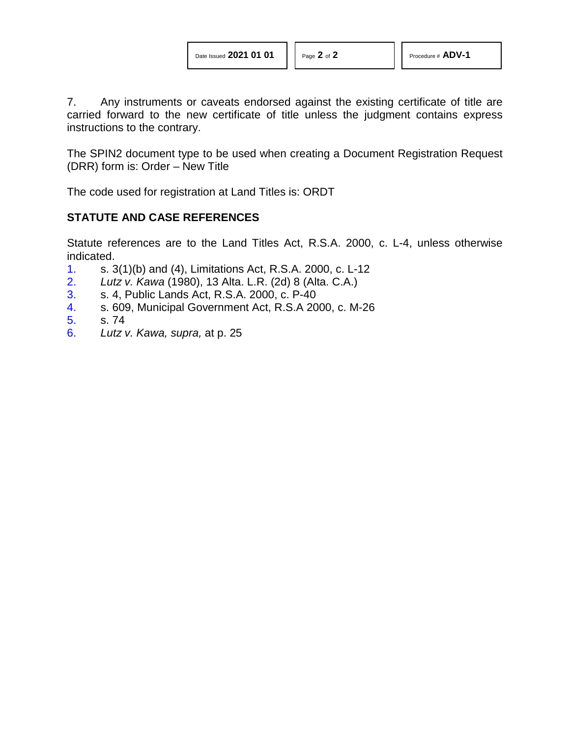7. Any instruments or caveats endorsed against the existing certificate of title are carried forward to the new certificate of title unless the judgment contains express instructions to the contrary.

The SPIN2 document type to be used when creating a Document Registration Request (DRR) form is: Order – New Title

The code used for registration at Land Titles is: ORDT

## STATUTE AND CASE REFERENCES

Statute references are to the Land Titles Act, R.S.A. 2000, c. L-4, unless otherwise indicated.

1. s. 3(1)(b) and (4), Limitations Act, R.S.A. 2000, c. L-12
2. *Lutz v. Kawa* (1980), 13 Alta. L.R. (2d) 8 (Alta. C.A.)
3. s. 4, Public Lands Act, R.S.A. 2000, c. P-40
4. s. 609, Municipal Government Act, R.S.A 2000, c. M-26
5. s. 74
6. *Lutz v. Kawa, supra,* at p. 25